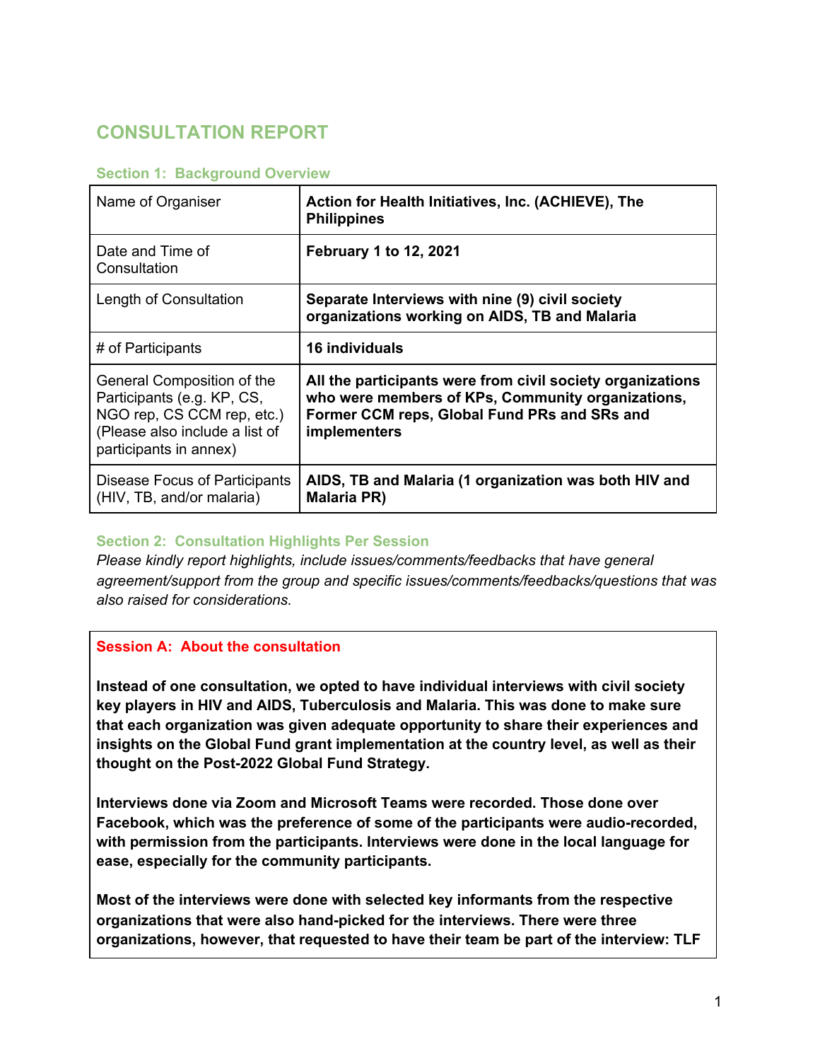# CONSULTATION REPORT

## Section 1: Background Overview

| | |
|---|---|
| Name of Organiser | **Action for Health Initiatives, Inc. (ACHIEVE), The Philippines** |
| Date and Time of Consultation | **February 1 to 12, 2021** |
| Length of Consultation | **Separate Interviews with nine (9) civil society organizations working on AIDS, TB and Malaria** |
| # of Participants | **16 individuals** |
| General Composition of the Participants (e.g. KP, CS, NGO rep, CS CCM rep, etc.) (Please also include a list of participants in annex) | **All the participants were from civil society organizations who were members of KPs, Community organizations, Former CCM reps, Global Fund PRs and SRs and implementers** |
| Disease Focus of Participants (HIV, TB, and/or malaria) | **AIDS, TB and Malaria (1 organization was both HIV and Malaria PR)** |

## Section 2: Consultation Highlights Per Session

*Please kindly report highlights, include issues/comments/feedbacks that have general agreement/support from the group and specific issues/comments/feedbacks/questions that was also raised for considerations.*

### Session A: About the consultation

**Instead of one consultation, we opted to have individual interviews with civil society key players in HIV and AIDS, Tuberculosis and Malaria. This was done to make sure that each organization was given adequate opportunity to share their experiences and insights on the Global Fund grant implementation at the country level, as well as their thought on the Post-2022 Global Fund Strategy.**

**Interviews done via Zoom and Microsoft Teams were recorded. Those done over Facebook, which was the preference of some of the participants were audio-recorded, with permission from the participants. Interviews were done in the local language for ease, especially for the community participants.**

**Most of the interviews were done with selected key informants from the respective organizations that were also hand-picked for the interviews. There were three organizations, however, that requested to have their team be part of the interview: TLF**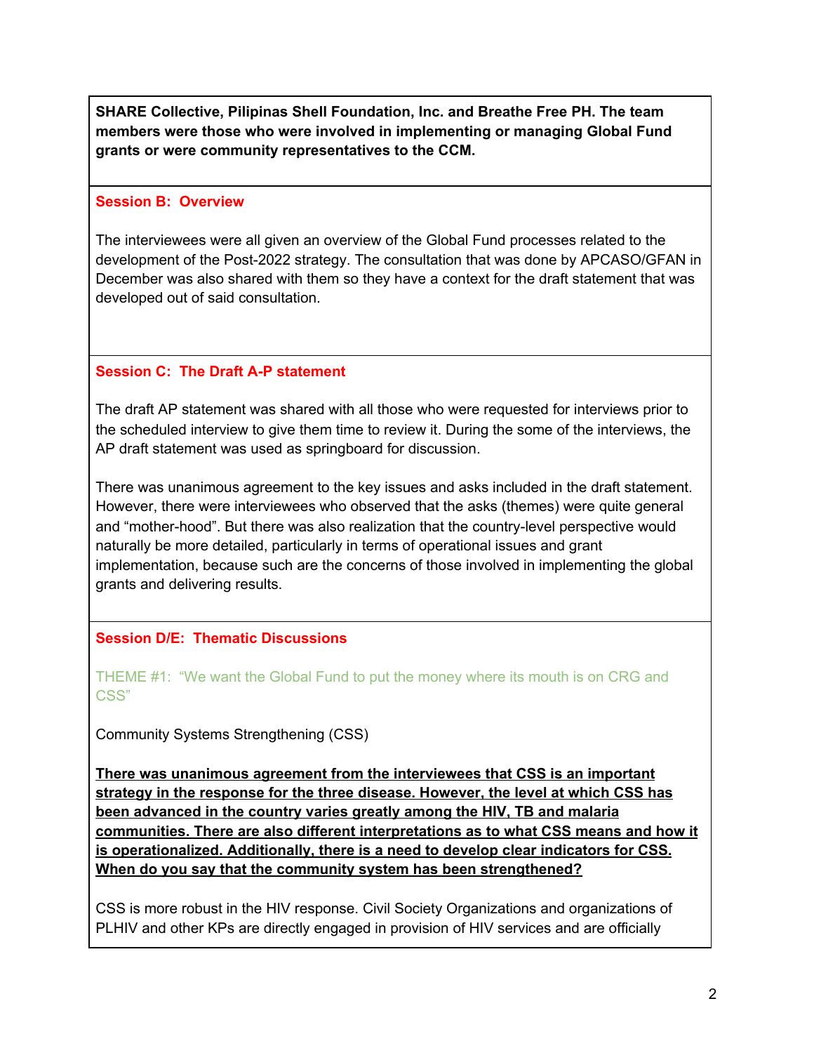**SHARE Collective, Pilipinas Shell Foundation, Inc. and Breathe Free PH. The team members were those who were involved in implementing or managing Global Fund grants or were community representatives to the CCM.**

### Session B: Overview

The interviewees were all given an overview of the Global Fund processes related to the development of the Post-2022 strategy. The consultation that was done by APCASO/GFAN in December was also shared with them so they have a context for the draft statement that was developed out of said consultation.

### Session C: The Draft A-P statement

The draft AP statement was shared with all those who were requested for interviews prior to the scheduled interview to give them time to review it. During the some of the interviews, the AP draft statement was used as springboard for discussion.

There was unanimous agreement to the key issues and asks included in the draft statement. However, there were interviewees who observed that the asks (themes) were quite general and "mother-hood". But there was also realization that the country-level perspective would naturally be more detailed, particularly in terms of operational issues and grant implementation, because such are the concerns of those involved in implementing the global grants and delivering results.

### Session D/E: Thematic Discussions

THEME #1: "We want the Global Fund to put the money where its mouth is on CRG and CSS"

Community Systems Strengthening (CSS)

**There was unanimous agreement from the interviewees that CSS is an important strategy in the response for the three disease. However, the level at which CSS has been advanced in the country varies greatly among the HIV, TB and malaria communities. There are also different interpretations as to what CSS means and how it is operationalized. Additionally, there is a need to develop clear indicators for CSS. When do you say that the community system has been strengthened?**

CSS is more robust in the HIV response. Civil Society Organizations and organizations of PLHIV and other KPs are directly engaged in provision of HIV services and are officially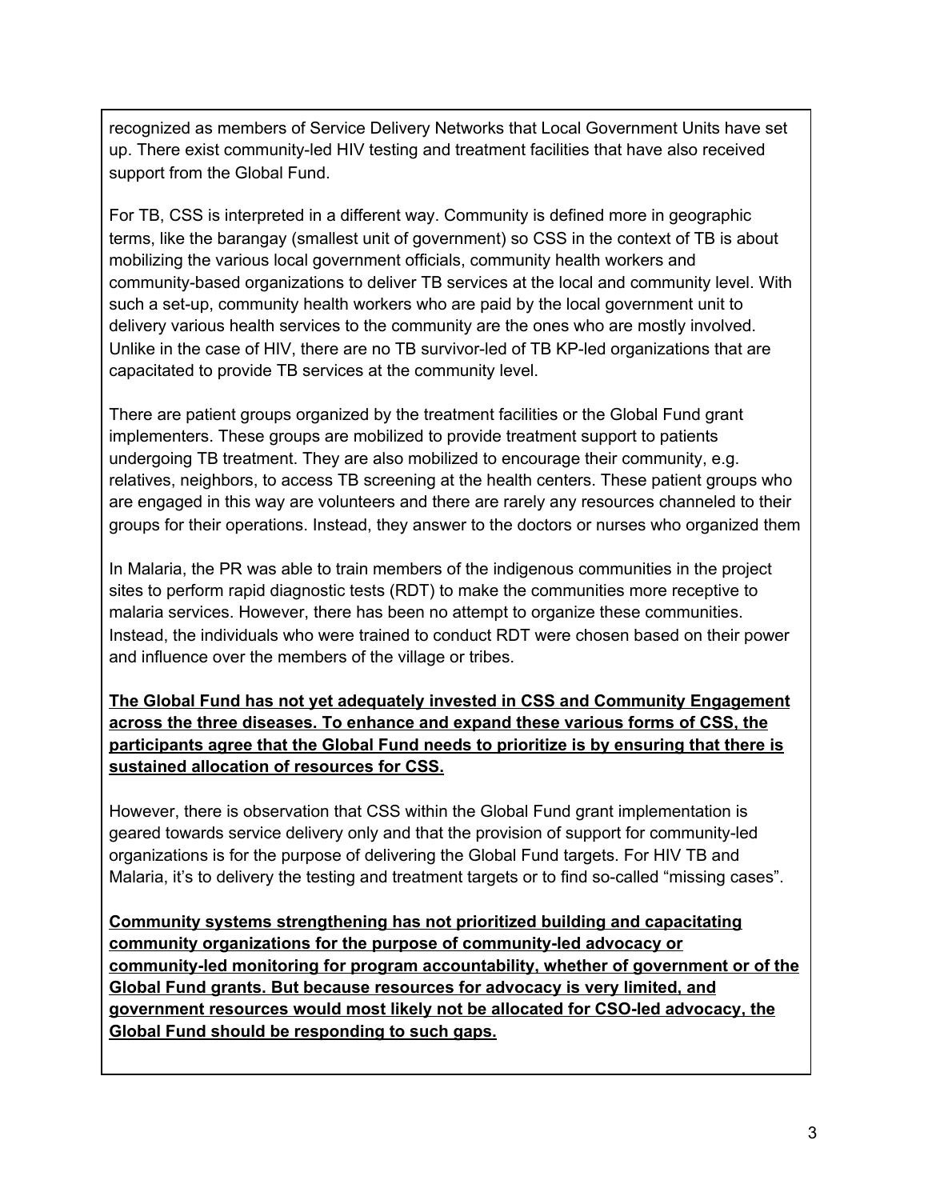recognized as members of Service Delivery Networks that Local Government Units have set up. There exist community-led HIV testing and treatment facilities that have also received support from the Global Fund.

For TB, CSS is interpreted in a different way. Community is defined more in geographic terms, like the barangay (smallest unit of government) so CSS in the context of TB is about mobilizing the various local government officials, community health workers and community-based organizations to deliver TB services at the local and community level. With such a set-up, community health workers who are paid by the local government unit to delivery various health services to the community are the ones who are mostly involved. Unlike in the case of HIV, there are no TB survivor-led of TB KP-led organizations that are capacitated to provide TB services at the community level.

There are patient groups organized by the treatment facilities or the Global Fund grant implementers. These groups are mobilized to provide treatment support to patients undergoing TB treatment. They are also mobilized to encourage their community, e.g. relatives, neighbors, to access TB screening at the health centers. These patient groups who are engaged in this way are volunteers and there are rarely any resources channeled to their groups for their operations. Instead, they answer to the doctors or nurses who organized them

In Malaria, the PR was able to train members of the indigenous communities in the project sites to perform rapid diagnostic tests (RDT) to make the communities more receptive to malaria services. However, there has been no attempt to organize these communities. Instead, the individuals who were trained to conduct RDT were chosen based on their power and influence over the members of the village or tribes.

**<u>The Global Fund has not yet adequately invested in CSS and Community Engagement across the three diseases. To enhance and expand these various forms of CSS, the participants agree that the Global Fund needs to prioritize is by ensuring that there is sustained allocation of resources for CSS.</u>**

However, there is observation that CSS within the Global Fund grant implementation is geared towards service delivery only and that the provision of support for community-led organizations is for the purpose of delivering the Global Fund targets. For HIV TB and Malaria, it's to delivery the testing and treatment targets or to find so-called "missing cases".

**<u>Community systems strengthening has not prioritized building and capacitating community organizations for the purpose of community-led advocacy or community-led monitoring for program accountability, whether of government or of the Global Fund grants. But because resources for advocacy is very limited, and government resources would most likely not be allocated for CSO-led advocacy, the Global Fund should be responding to such gaps.</u>**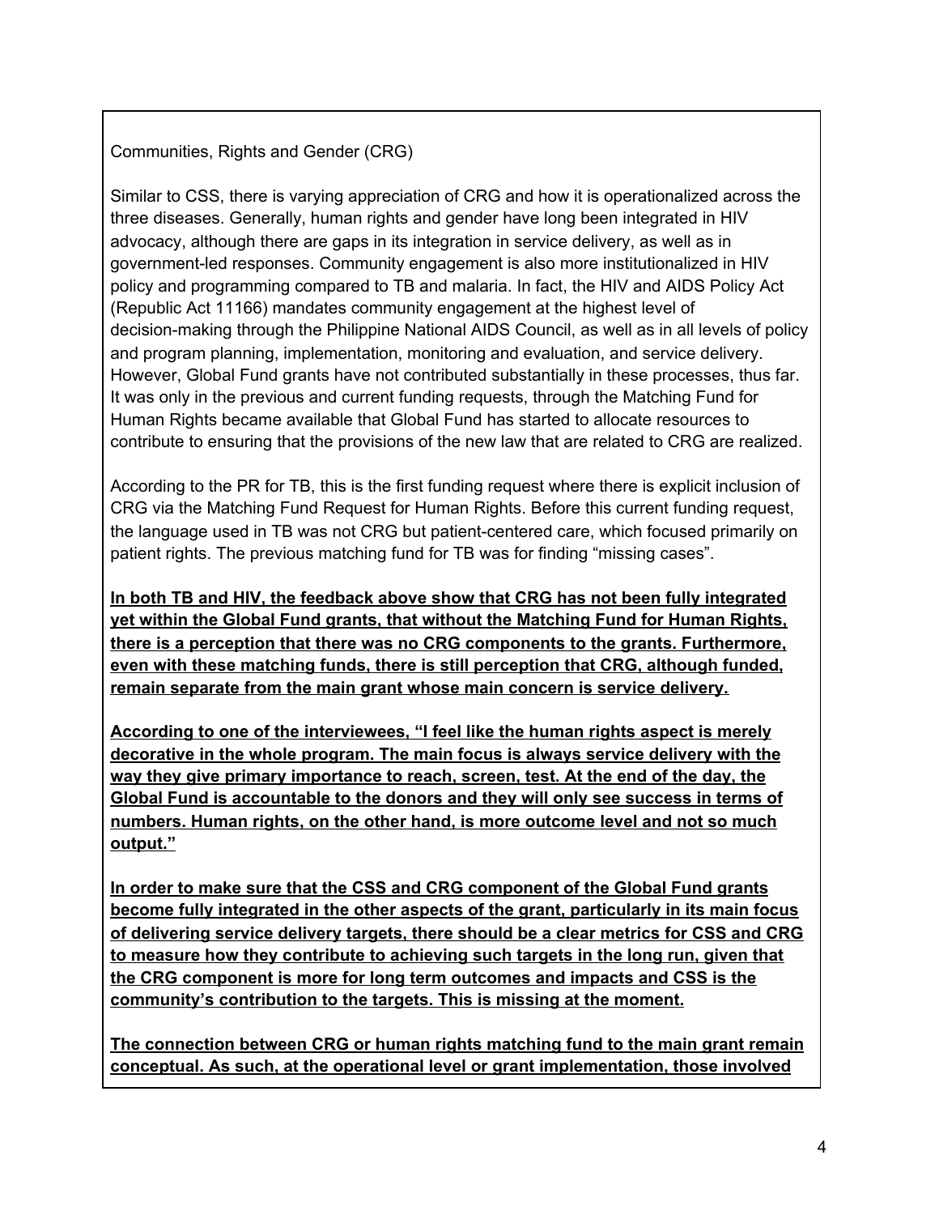Communities, Rights and Gender (CRG)

Similar to CSS, there is varying appreciation of CRG and how it is operationalized across the three diseases. Generally, human rights and gender have long been integrated in HIV advocacy, although there are gaps in its integration in service delivery, as well as in government-led responses. Community engagement is also more institutionalized in HIV policy and programming compared to TB and malaria. In fact, the HIV and AIDS Policy Act (Republic Act 11166) mandates community engagement at the highest level of decision-making through the Philippine National AIDS Council, as well as in all levels of policy and program planning, implementation, monitoring and evaluation, and service delivery. However, Global Fund grants have not contributed substantially in these processes, thus far. It was only in the previous and current funding requests, through the Matching Fund for Human Rights became available that Global Fund has started to allocate resources to contribute to ensuring that the provisions of the new law that are related to CRG are realized.

According to the PR for TB, this is the first funding request where there is explicit inclusion of CRG via the Matching Fund Request for Human Rights. Before this current funding request, the language used in TB was not CRG but patient-centered care, which focused primarily on patient rights. The previous matching fund for TB was for finding "missing cases".

**<u>In both TB and HIV, the feedback above show that CRG has not been fully integrated yet within the Global Fund grants, that without the Matching Fund for Human Rights, there is a perception that there was no CRG components to the grants. Furthermore, even with these matching funds, there is still perception that CRG, although funded, remain separate from the main grant whose main concern is service delivery.</u>**

**<u>According to one of the interviewees, "I feel like the human rights aspect is merely decorative in the whole program. The main focus is always service delivery with the way they give primary importance to reach, screen, test. At the end of the day, the Global Fund is accountable to the donors and they will only see success in terms of numbers. Human rights, on the other hand, is more outcome level and not so much output."</u>**

**<u>In order to make sure that the CSS and CRG component of the Global Fund grants become fully integrated in the other aspects of the grant, particularly in its main focus of delivering service delivery targets, there should be a clear metrics for CSS and CRG to measure how they contribute to achieving such targets in the long run, given that the CRG component is more for long term outcomes and impacts and CSS is the community's contribution to the targets. This is missing at the moment.</u>**

**<u>The connection between CRG or human rights matching fund to the main grant remain conceptual. As such, at the operational level or grant implementation, those involved</u>**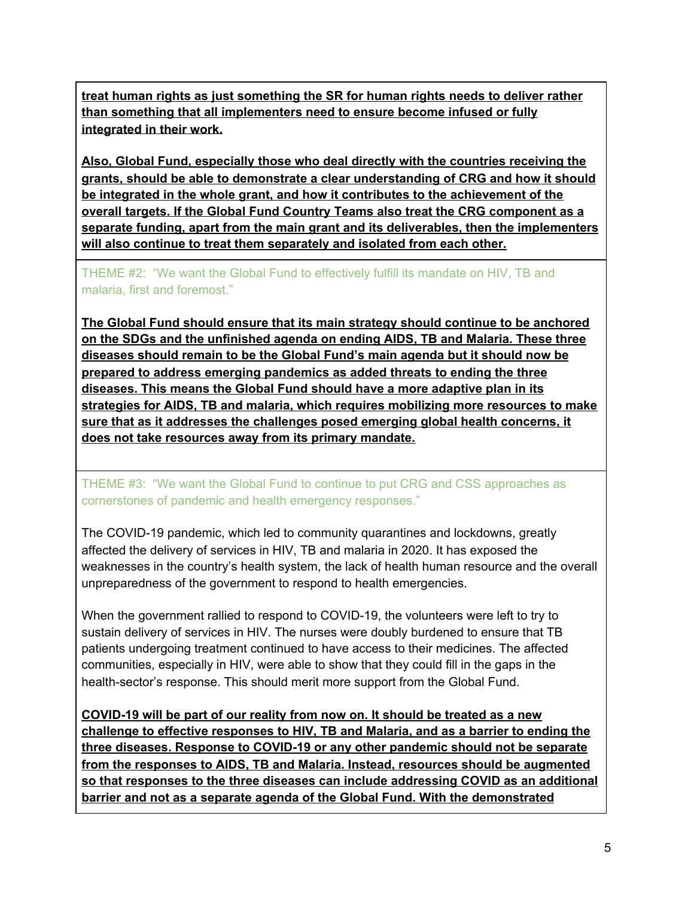**treat human rights as just something the SR for human rights needs to deliver rather than something that all implementers need to ensure become infused or fully integrated in their work.**

**Also, Global Fund, especially those who deal directly with the countries receiving the grants, should be able to demonstrate a clear understanding of CRG and how it should be integrated in the whole grant, and how it contributes to the achievement of the overall targets. If the Global Fund Country Teams also treat the CRG component as a separate funding, apart from the main grant and its deliverables, then the implementers will also continue to treat them separately and isolated from each other.**

THEME #2: "We want the Global Fund to effectively fulfill its mandate on HIV, TB and malaria, first and foremost."

**The Global Fund should ensure that its main strategy should continue to be anchored on the SDGs and the unfinished agenda on ending AIDS, TB and Malaria. These three diseases should remain to be the Global Fund's main agenda but it should now be prepared to address emerging pandemics as added threats to ending the three diseases. This means the Global Fund should have a more adaptive plan in its strategies for AIDS, TB and malaria, which requires mobilizing more resources to make sure that as it addresses the challenges posed emerging global health concerns, it does not take resources away from its primary mandate.**

THEME #3: "We want the Global Fund to continue to put CRG and CSS approaches as cornerstones of pandemic and health emergency responses."

The COVID-19 pandemic, which led to community quarantines and lockdowns, greatly affected the delivery of services in HIV, TB and malaria in 2020. It has exposed the weaknesses in the country's health system, the lack of health human resource and the overall unpreparedness of the government to respond to health emergencies.

When the government rallied to respond to COVID-19, the volunteers were left to try to sustain delivery of services in HIV. The nurses were doubly burdened to ensure that TB patients undergoing treatment continued to have access to their medicines. The affected communities, especially in HIV, were able to show that they could fill in the gaps in the health-sector's response. This should merit more support from the Global Fund.

**COVID-19 will be part of our reality from now on. It should be treated as a new challenge to effective responses to HIV, TB and Malaria, and as a barrier to ending the three diseases. Response to COVID-19 or any other pandemic should not be separate from the responses to AIDS, TB and Malaria. Instead, resources should be augmented so that responses to the three diseases can include addressing COVID as an additional barrier and not as a separate agenda of the Global Fund. With the demonstrated**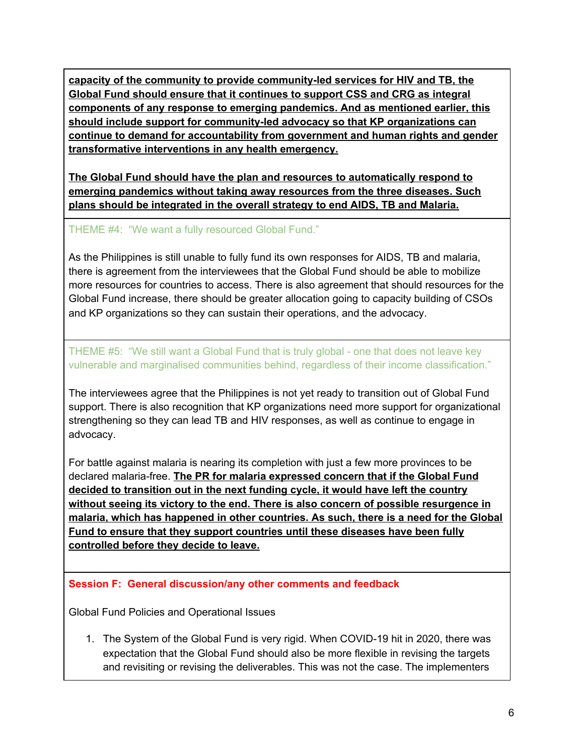**capacity of the community to provide community-led services for HIV and TB, the Global Fund should ensure that it continues to support CSS and CRG as integral components of any response to emerging pandemics. And as mentioned earlier, this should include support for community-led advocacy so that KP organizations can continue to demand for accountability from government and human rights and gender transformative interventions in any health emergency.**

**The Global Fund should have the plan and resources to automatically respond to emerging pandemics without taking away resources from the three diseases. Such plans should be integrated in the overall strategy to end AIDS, TB and Malaria.**

THEME #4: "We want a fully resourced Global Fund."

As the Philippines is still unable to fully fund its own responses for AIDS, TB and malaria, there is agreement from the interviewees that the Global Fund should be able to mobilize more resources for countries to access. There is also agreement that should resources for the Global Fund increase, there should be greater allocation going to capacity building of CSOs and KP organizations so they can sustain their operations, and the advocacy.

THEME #5: "We still want a Global Fund that is truly global - one that does not leave key vulnerable and marginalised communities behind, regardless of their income classification."

The interviewees agree that the Philippines is not yet ready to transition out of Global Fund support. There is also recognition that KP organizations need more support for organizational strengthening so they can lead TB and HIV responses, as well as continue to engage in advocacy.

For battle against malaria is nearing its completion with just a few more provinces to be declared malaria-free. **The PR for malaria expressed concern that if the Global Fund decided to transition out in the next funding cycle, it would have left the country without seeing its victory to the end. There is also concern of possible resurgence in malaria, which has happened in other countries. As such, there is a need for the Global Fund to ensure that they support countries until these diseases have been fully controlled before they decide to leave.**

**Session F: General discussion/any other comments and feedback**

Global Fund Policies and Operational Issues

1. The System of the Global Fund is very rigid. When COVID-19 hit in 2020, there was expectation that the Global Fund should also be more flexible in revising the targets and revisiting or revising the deliverables. This was not the case. The implementers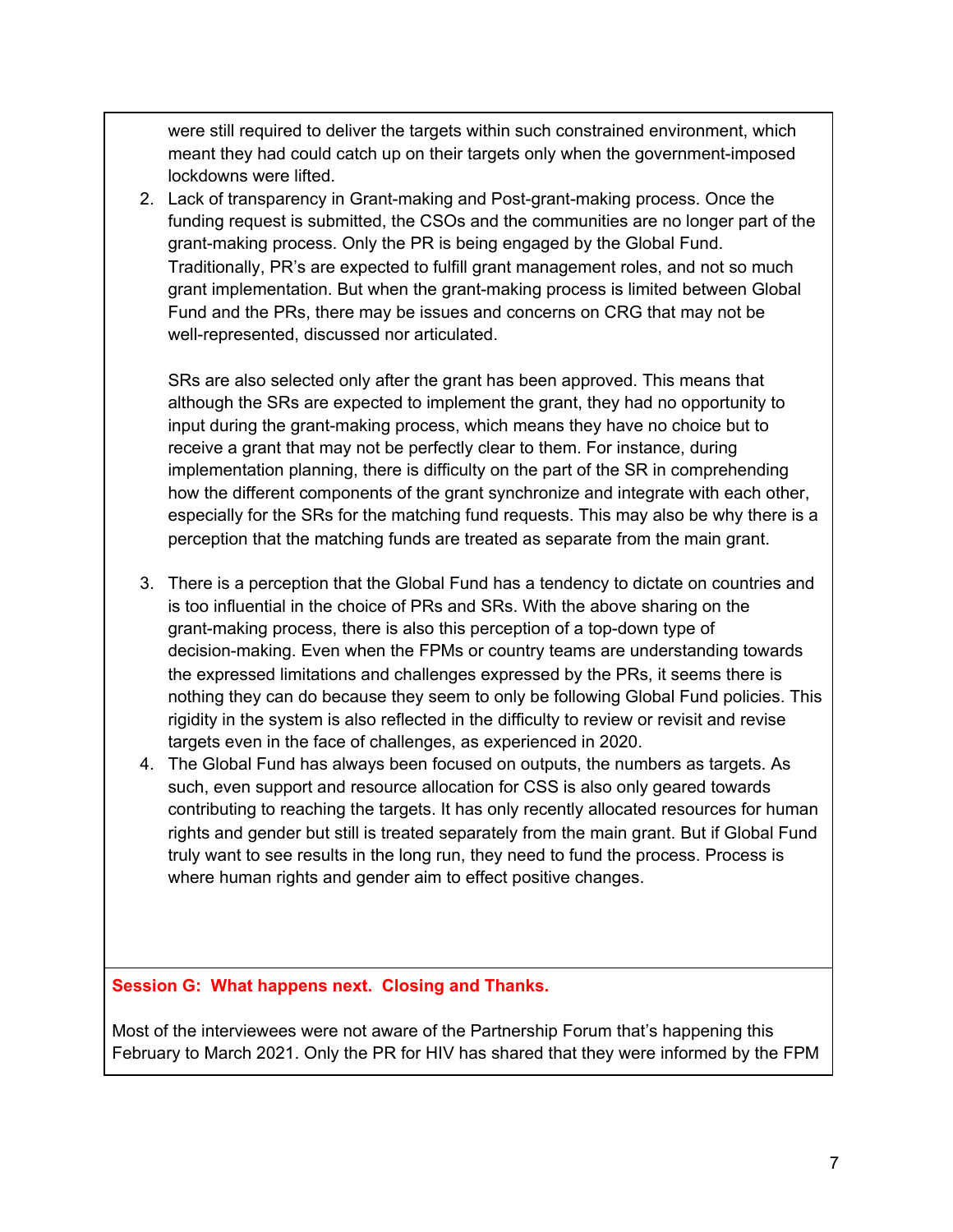were still required to deliver the targets within such constrained environment, which meant they had could catch up on their targets only when the government-imposed lockdowns were lifted.

2. Lack of transparency in Grant-making and Post-grant-making process. Once the funding request is submitted, the CSOs and the communities are no longer part of the grant-making process. Only the PR is being engaged by the Global Fund. Traditionally, PR's are expected to fulfill grant management roles, and not so much grant implementation. But when the grant-making process is limited between Global Fund and the PRs, there may be issues and concerns on CRG that may not be well-represented, discussed nor articulated.

   SRs are also selected only after the grant has been approved. This means that although the SRs are expected to implement the grant, they had no opportunity to input during the grant-making process, which means they have no choice but to receive a grant that may not be perfectly clear to them. For instance, during implementation planning, there is difficulty on the part of the SR in comprehending how the different components of the grant synchronize and integrate with each other, especially for the SRs for the matching fund requests. This may also be why there is a perception that the matching funds are treated as separate from the main grant.

3. There is a perception that the Global Fund has a tendency to dictate on countries and is too influential in the choice of PRs and SRs. With the above sharing on the grant-making process, there is also this perception of a top-down type of decision-making. Even when the FPMs or country teams are understanding towards the expressed limitations and challenges expressed by the PRs, it seems there is nothing they can do because they seem to only be following Global Fund policies. This rigidity in the system is also reflected in the difficulty to review or revisit and revise targets even in the face of challenges, as experienced in 2020.
4. The Global Fund has always been focused on outputs, the numbers as targets. As such, even support and resource allocation for CSS is also only geared towards contributing to reaching the targets. It has only recently allocated resources for human rights and gender but still is treated separately from the main grant. But if Global Fund truly want to see results in the long run, they need to fund the process. Process is where human rights and gender aim to effect positive changes.

**Session G: What happens next. Closing and Thanks.**

Most of the interviewees were not aware of the Partnership Forum that's happening this February to March 2021. Only the PR for HIV has shared that they were informed by the FPM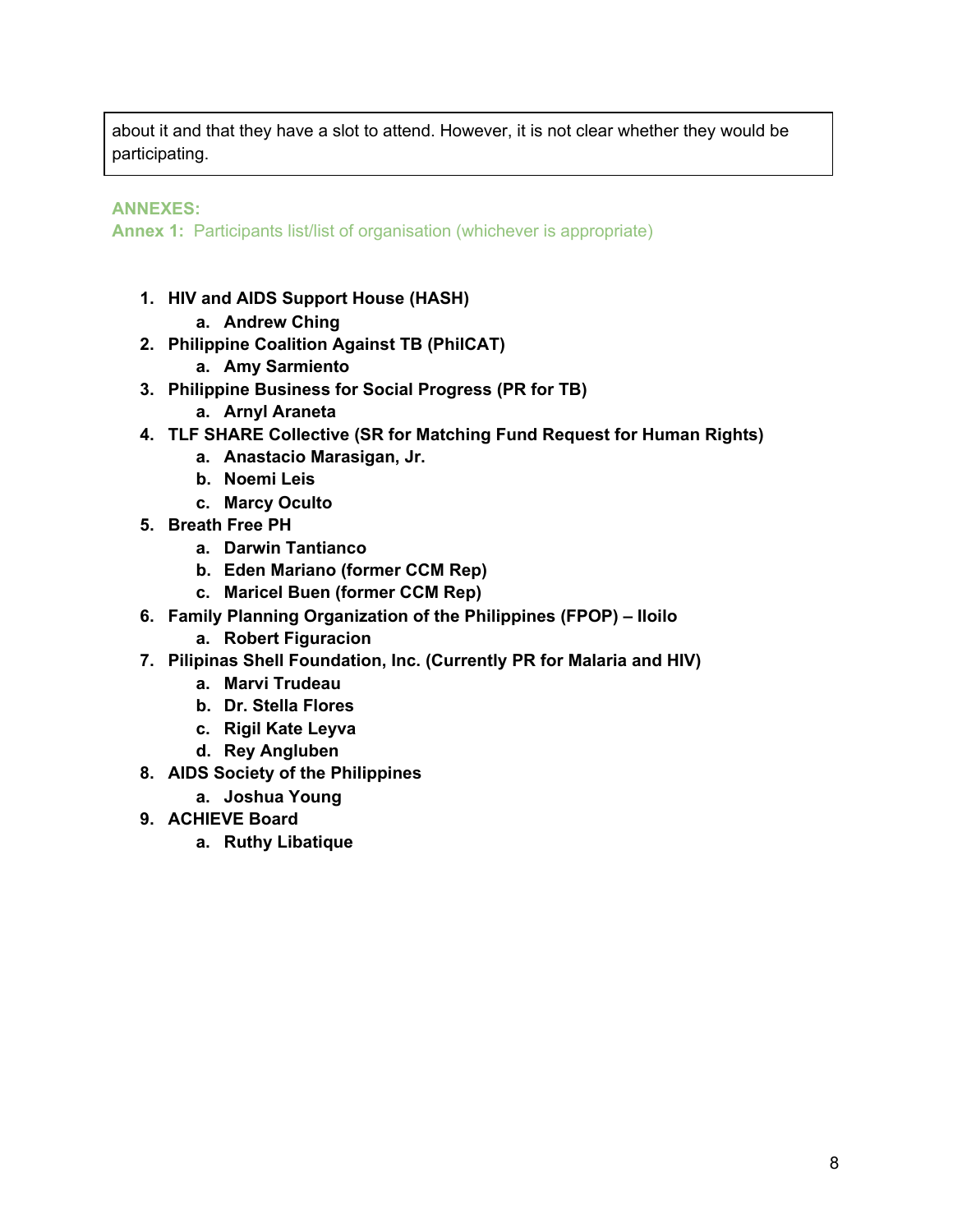about it and that they have a slot to attend. However, it is not clear whether they would be participating.

**ANNEXES:**

**Annex 1:** Participants list/list of organisation (whichever is appropriate)

1. **HIV and AIDS Support House (HASH)**
   a. **Andrew Ching**
2. **Philippine Coalition Against TB (PhilCAT)**
   a. **Amy Sarmiento**
3. **Philippine Business for Social Progress (PR for TB)**
   a. **Arnyl Araneta**
4. **TLF SHARE Collective (SR for Matching Fund Request for Human Rights)**
   a. **Anastacio Marasigan, Jr.**
   b. **Noemi Leis**
   c. **Marcy Oculto**
5. **Breath Free PH**
   a. **Darwin Tantianco**
   b. **Eden Mariano (former CCM Rep)**
   c. **Maricel Buen (former CCM Rep)**
6. **Family Planning Organization of the Philippines (FPOP) – Iloilo**
   a. **Robert Figuracion**
7. **Pilipinas Shell Foundation, Inc. (Currently PR for Malaria and HIV)**
   a. **Marvi Trudeau**
   b. **Dr. Stella Flores**
   c. **Rigil Kate Leyva**
   d. **Rey Angluben**
8. **AIDS Society of the Philippines**
   a. **Joshua Young**
9. **ACHIEVE Board**
   a. **Ruthy Libatique**